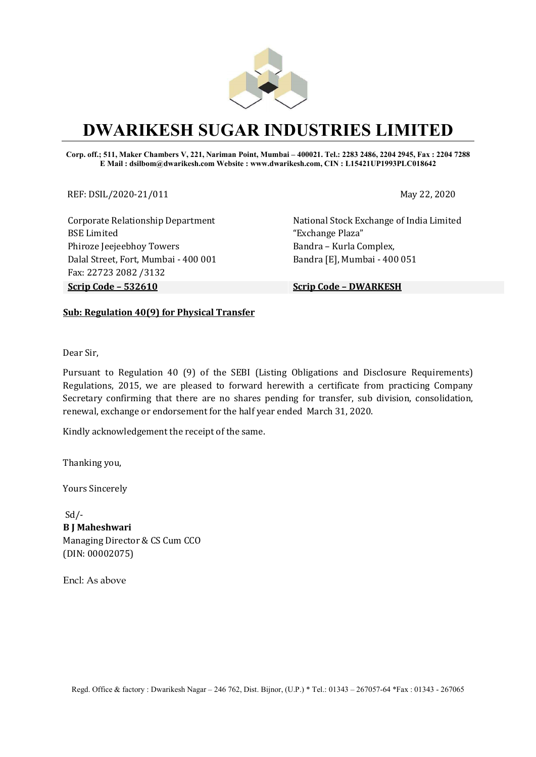# DWARIKESH SUGAR INDUSTRIES LIMITED

**Corp. off.; 511, Maker Chambers V, 221, Nariman Point, Mumbai – 400021. Tel.: 2283 2486, 2204 2945, Fax : 2204 7288**
**E Mail : dsilbom@dwarikesh.com Website : www.dwarikesh.com, CIN : L15421UP1993PLC018642**

REF: DSIL/2020-21/011

May 22, 2020

Corporate Relationship Department
BSE Limited
Phiroze Jeejeebhoy Towers
Dalal Street, Fort, Mumbai - 400 001
Fax: 22723 2082 /3132
**Scrip Code – 532610**

National Stock Exchange of India Limited
"Exchange Plaza"
Bandra – Kurla Complex,
Bandra [E], Mumbai - 400 051
**Scrip Code – DWARKESH**

**Sub: Regulation 40(9) for Physical Transfer**

Dear Sir,

Pursuant to Regulation 40 (9) of the SEBI (Listing Obligations and Disclosure Requirements) Regulations, 2015, we are pleased to forward herewith a certificate from practicing Company Secretary confirming that there are no shares pending for transfer, sub division, consolidation, renewal, exchange or endorsement for the half year ended March 31, 2020.

Kindly acknowledgement the receipt of the same.

Thanking you,

Yours Sincerely

Sd/-
**B J Maheshwari**
Managing Director & CS Cum CCO
(DIN: 00002075)

Encl: As above

Regd. Office & factory : Dwarikesh Nagar – 246 762, Dist. Bijnor, (U.P.) * Tel.: 01343 – 267057-64 *Fax : 01343 - 267065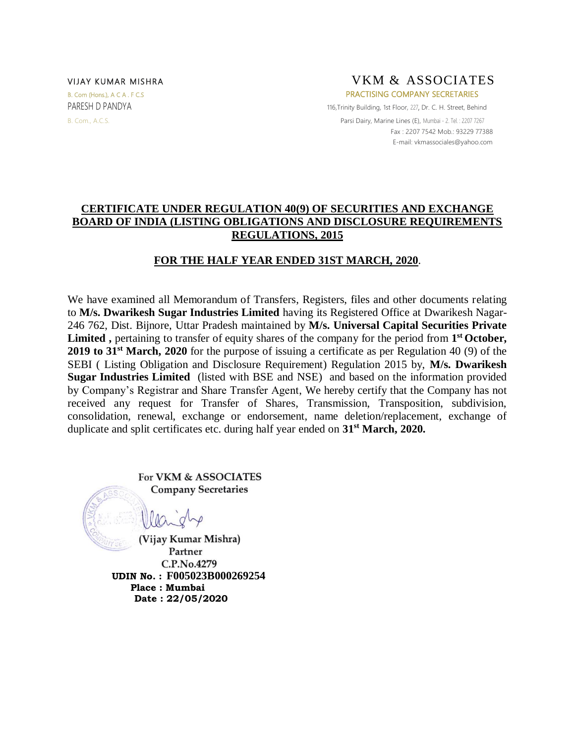VIJAY KUMAR MISHRA
B. Com (Hons.), A C A . F C.S
PARESH D PANDYA
B. Com., A.C.S.

VKM & ASSOCIATES
PRACTISING COMPANY SECRETARIES
116,Trinity Building, 1st Floor, 227, Dr. C. H. Street, Behind
Parsi Dairy, Marine Lines (E), Mumbai - 2. Tel. : 2207 7267
Fax : 2207 7542 Mob.: 93229 77388
E-mail: vkmassociales@yahoo.com

## CERTIFICATE UNDER REGULATION 40(9) OF SECURITIES AND EXCHANGE BOARD OF INDIA (LISTING OBLIGATIONS AND DISCLOSURE REQUIREMENTS REGULATIONS, 2015

## FOR THE HALF YEAR ENDED 31ST MARCH, 2020.

We have examined all Memorandum of Transfers, Registers, files and other documents relating to **M/s. Dwarikesh Sugar Industries Limited** having its Registered Office at Dwarikesh Nagar-246 762, Dist. Bijnore, Uttar Pradesh maintained by **M/s. Universal Capital Securities Private Limited ,** pertaining to transfer of equity shares of the company for the period from **1st October, 2019 to 31st March, 2020** for the purpose of issuing a certificate as per Regulation 40 (9) of the SEBI ( Listing Obligation and Disclosure Requirement) Regulation 2015 by, **M/s. Dwarikesh Sugar Industries Limited** (listed with BSE and NSE) and based on the information provided by Company's Registrar and Share Transfer Agent, We hereby certify that the Company has not received any request for Transfer of Shares, Transmission, Transposition, subdivision, consolidation, renewal, exchange or endorsement, name deletion/replacement, exchange of duplicate and split certificates etc. during half year ended on **31st March, 2020.**

For VKM & ASSOCIATES
Company Secretaries

(Vijay Kumar Mishra)
Partner
C.P.No.4279

**UDIN No. : F005023B000269254**
**Place : Mumbai**
**Date : 22/05/2020**